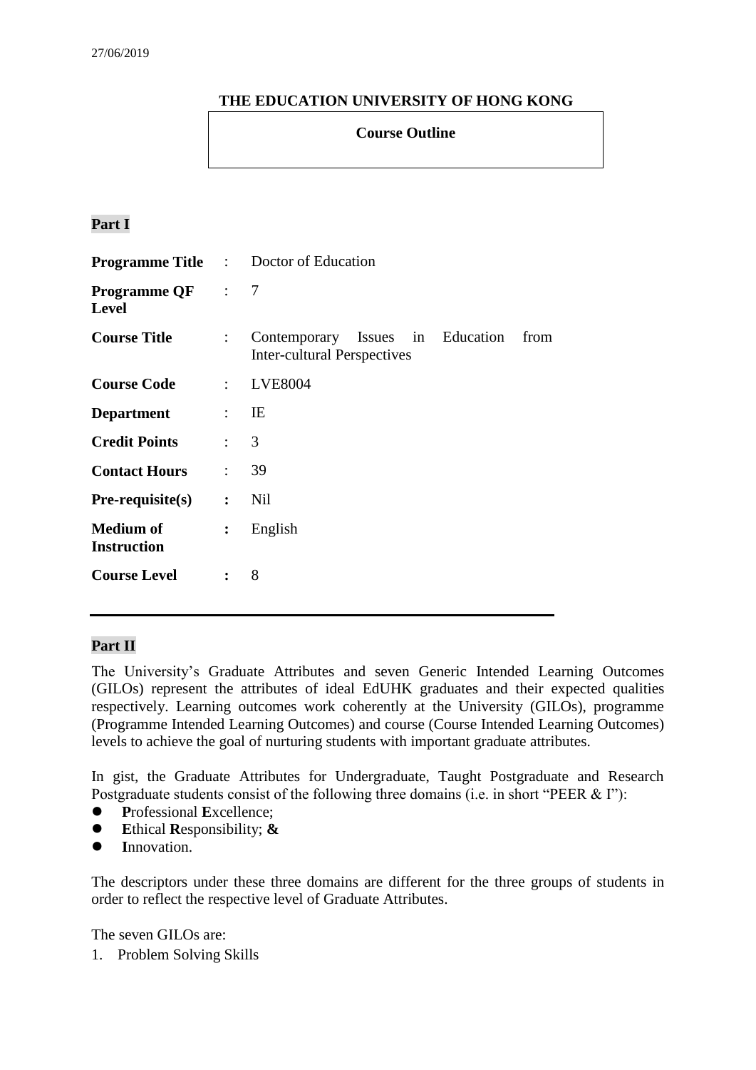27/06/2019

# THE EDUCATION UNIVERSITY OF HONG KONG

## Course Outline

### Part I

| | | |
|---|---|---|
| **Programme Title** | : | Doctor of Education |
| **Programme QF Level** | : | 7 |
| **Course Title** | : | Contemporary Issues in Education from Inter-cultural Perspectives |
| **Course Code** | : | LVE8004 |
| **Department** | : | IE |
| **Credit Points** | : | 3 |
| **Contact Hours** | : | 39 |
| **Pre-requisite(s)** | : | Nil |
| **Medium of Instruction** | : | English |
| **Course Level** | : | 8 |

---

### Part II

The University's Graduate Attributes and seven Generic Intended Learning Outcomes (GILOs) represent the attributes of ideal EdUHK graduates and their expected qualities respectively. Learning outcomes work coherently at the University (GILOs), programme (Programme Intended Learning Outcomes) and course (Course Intended Learning Outcomes) levels to achieve the goal of nurturing students with important graduate attributes.

In gist, the Graduate Attributes for Undergraduate, Taught Postgraduate and Research Postgraduate students consist of the following three domains (i.e. in short "PEER & I"):

- **P**rofessional **E**xcellence;
- **E**thical **R**esponsibility; **&**
- **I**nnovation.

The descriptors under these three domains are different for the three groups of students in order to reflect the respective level of Graduate Attributes.

The seven GILOs are:

1. Problem Solving Skills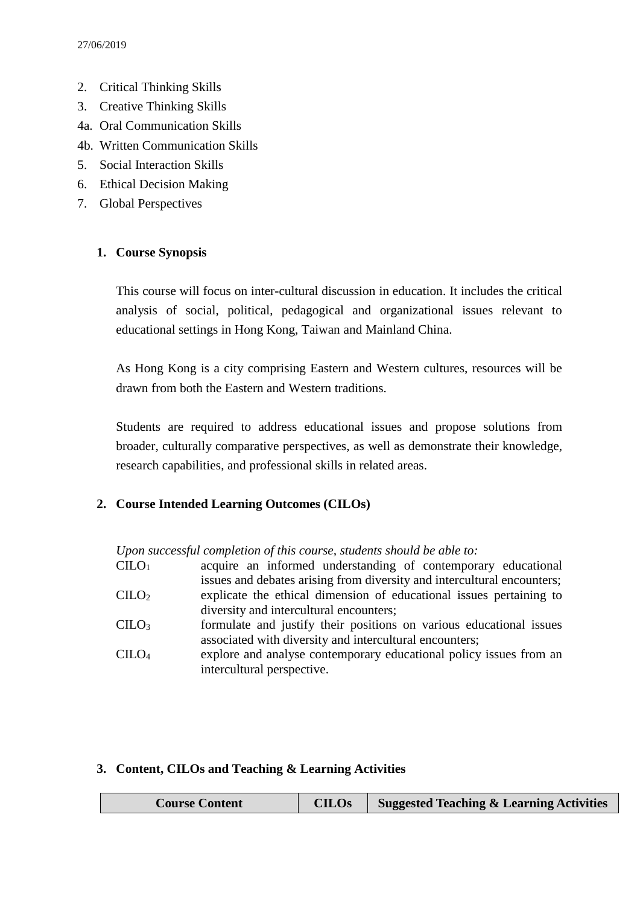2. Critical Thinking Skills
3. Creative Thinking Skills

4a. Oral Communication Skills

4b. Written Communication Skills

5. Social Interaction Skills
6. Ethical Decision Making
7. Global Perspectives

## 1. Course Synopsis

This course will focus on inter-cultural discussion in education. It includes the critical analysis of social, political, pedagogical and organizational issues relevant to educational settings in Hong Kong, Taiwan and Mainland China.

As Hong Kong is a city comprising Eastern and Western cultures, resources will be drawn from both the Eastern and Western traditions.

Students are required to address educational issues and propose solutions from broader, culturally comparative perspectives, as well as demonstrate their knowledge, research capabilities, and professional skills in related areas.

## 2. Course Intended Learning Outcomes (CILOs)

*Upon successful completion of this course, students should be able to:*

| | |
|---|---|
| $CILO_1$ | acquire an informed understanding of contemporary educational issues and debates arising from diversity and intercultural encounters; |
| $CILO_2$ | explicate the ethical dimension of educational issues pertaining to diversity and intercultural encounters; |
| $CILO_3$ | formulate and justify their positions on various educational issues associated with diversity and intercultural encounters; |
| $CILO_4$ | explore and analyse contemporary educational policy issues from an intercultural perspective. |

## 3. Content, CILOs and Teaching & Learning Activities

| Course Content | CILOs | Suggested Teaching & Learning Activities |
|---|---|---|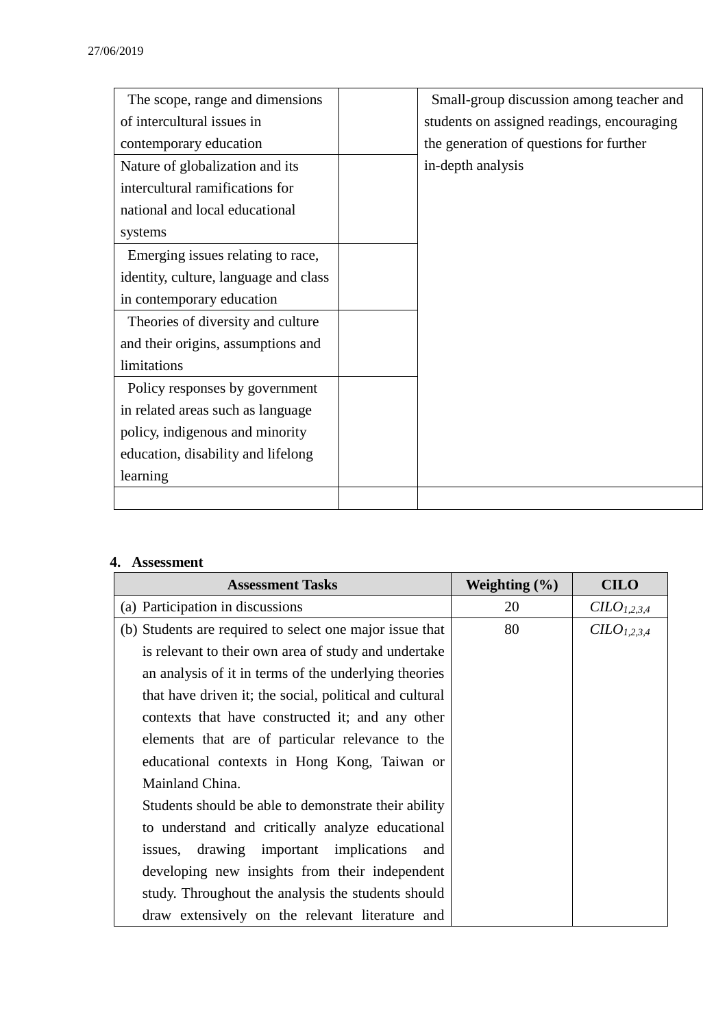| | | |
|---|---|---|
| The scope, range and dimensions of intercultural issues in contemporary education | | Small-group discussion among teacher and students on assigned readings, encouraging the generation of questions for further in-depth analysis |
| Nature of globalization and its intercultural ramifications for national and local educational systems | | |
| Emerging issues relating to race, identity, culture, language and class in contemporary education | | |
| Theories of diversity and culture and their origins, assumptions and limitations | | |
| Policy responses by government in related areas such as language policy, indigenous and minority education, disability and lifelong learning | | |
| | | |

## 4. Assessment

| Assessment Tasks | Weighting (%) | CILO |
|---|---|---|
| (a) Participation in discussions | 20 | *CILO*$_{1,2,3,4}$ |
| (b) Students are required to select one major issue that is relevant to their own area of study and undertake an analysis of it in terms of the underlying theories that have driven it; the social, political and cultural contexts that have constructed it; and any other elements that are of particular relevance to the educational contexts in Hong Kong, Taiwan or Mainland China. Students should be able to demonstrate their ability to understand and critically analyze educational issues, drawing important implications and developing new insights from their independent study. Throughout the analysis the students should draw extensively on the relevant literature and | 80 | *CILO*$_{1,2,3,4}$ |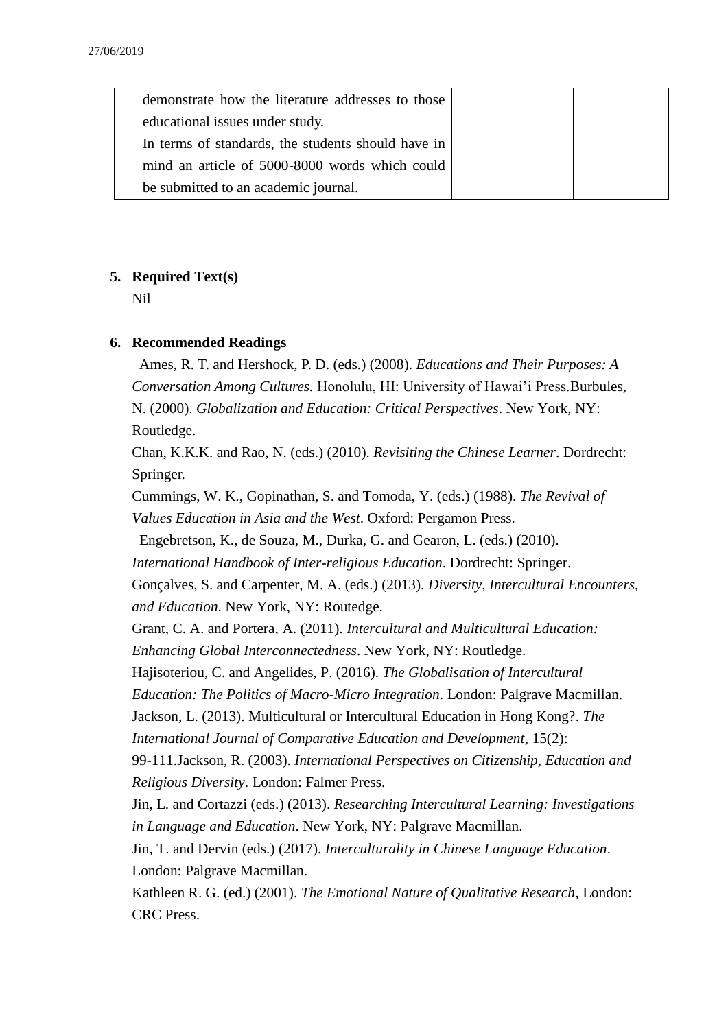| demonstrate how the literature addresses to those educational issues under study. In terms of standards, the students should have in mind an article of 5000-8000 words which could be submitted to an academic journal. | | |
|---|---|---|

**5. Required Text(s)**

Nil

**6. Recommended Readings**

Ames, R. T. and Hershock, P. D. (eds.) (2008). *Educations and Their Purposes: A Conversation Among Cultures.* Honolulu, HI: University of Hawai'i Press.Burbules, N. (2000). *Globalization and Education: Critical Perspectives*. New York, NY: Routledge.

Chan, K.K.K. and Rao, N. (eds.) (2010). *Revisiting the Chinese Learner*. Dordrecht: Springer.

Cummings, W. K., Gopinathan, S. and Tomoda, Y. (eds.) (1988). *The Revival of Values Education in Asia and the West*. Oxford: Pergamon Press.

Engebretson, K., de Souza, M., Durka, G. and Gearon, L. (eds.) (2010). *International Handbook of Inter-religious Education*. Dordrecht: Springer.

Gonçalves, S. and Carpenter, M. A. (eds.) (2013). *Diversity, Intercultural Encounters, and Education*. New York, NY: Routedge.

Grant, C. A. and Portera, A. (2011). *Intercultural and Multicultural Education: Enhancing Global Interconnectedness*. New York, NY: Routledge.

Hajisoteriou, C. and Angelides, P. (2016). *The Globalisation of Intercultural Education: The Politics of Macro-Micro Integration*. London: Palgrave Macmillan.

Jackson, L. (2013). Multicultural or Intercultural Education in Hong Kong?. *The International Journal of Comparative Education and Development*, 15(2): 99-111.Jackson, R. (2003). *International Perspectives on Citizenship, Education and Religious Diversity*. London: Falmer Press.

Jin, L. and Cortazzi (eds.) (2013). *Researching Intercultural Learning: Investigations in Language and Education*. New York, NY: Palgrave Macmillan.

Jin, T. and Dervin (eds.) (2017). *Interculturality in Chinese Language Education*. London: Palgrave Macmillan.

Kathleen R. G. (ed.) (2001). *The Emotional Nature of Qualitative Research*, London: CRC Press.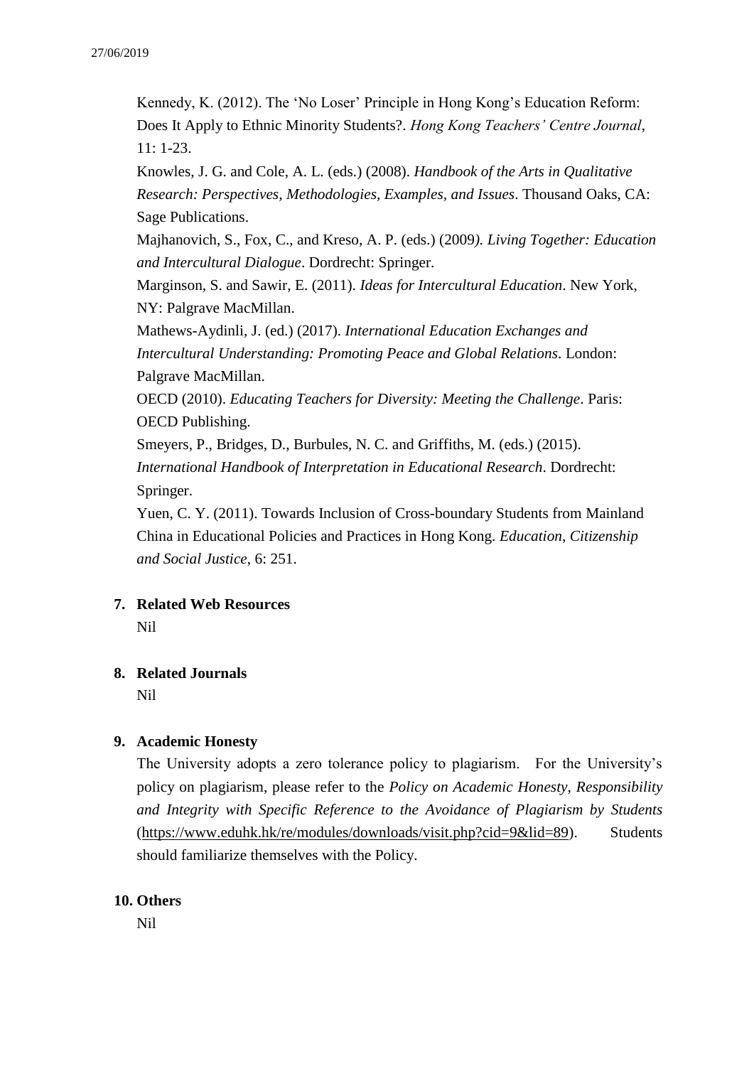Kennedy, K. (2012). The ‘No Loser’ Principle in Hong Kong’s Education Reform: Does It Apply to Ethnic Minority Students?. *Hong Kong Teachers’ Centre Journal*, 11: 1-23.

Knowles, J. G. and Cole, A. L. (eds.) (2008). *Handbook of the Arts in Qualitative Research: Perspectives, Methodologies, Examples, and Issues*. Thousand Oaks, CA: Sage Publications.

Majhanovich, S., Fox, C., and Kreso, A. P. (eds.) (2009*). Living Together: Education and Intercultural Dialogue*. Dordrecht: Springer.

Marginson, S. and Sawir, E. (2011). *Ideas for Intercultural Education*. New York, NY: Palgrave MacMillan.

Mathews-Aydinli, J. (ed.) (2017). *International Education Exchanges and Intercultural Understanding: Promoting Peace and Global Relations*. London: Palgrave MacMillan.

OECD (2010). *Educating Teachers for Diversity: Meeting the Challenge*. Paris: OECD Publishing.

Smeyers, P., Bridges, D., Burbules, N. C. and Griffiths, M. (eds.) (2015). *International Handbook of Interpretation in Educational Research*. Dordrecht: Springer.

Yuen, C. Y. (2011). Towards Inclusion of Cross-boundary Students from Mainland China in Educational Policies and Practices in Hong Kong. *Education, Citizenship and Social Justice*, 6: 251.

## 7. Related Web Resources

Nil

## 8. Related Journals

Nil

## 9. Academic Honesty

The University adopts a zero tolerance policy to plagiarism. For the University’s policy on plagiarism, please refer to the *Policy on Academic Honesty, Responsibility and Integrity with Specific Reference to the Avoidance of Plagiarism by Students* (https://www.eduhk.hk/re/modules/downloads/visit.php?cid=9&lid=89). Students should familiarize themselves with the Policy.

## 10. Others

Nil